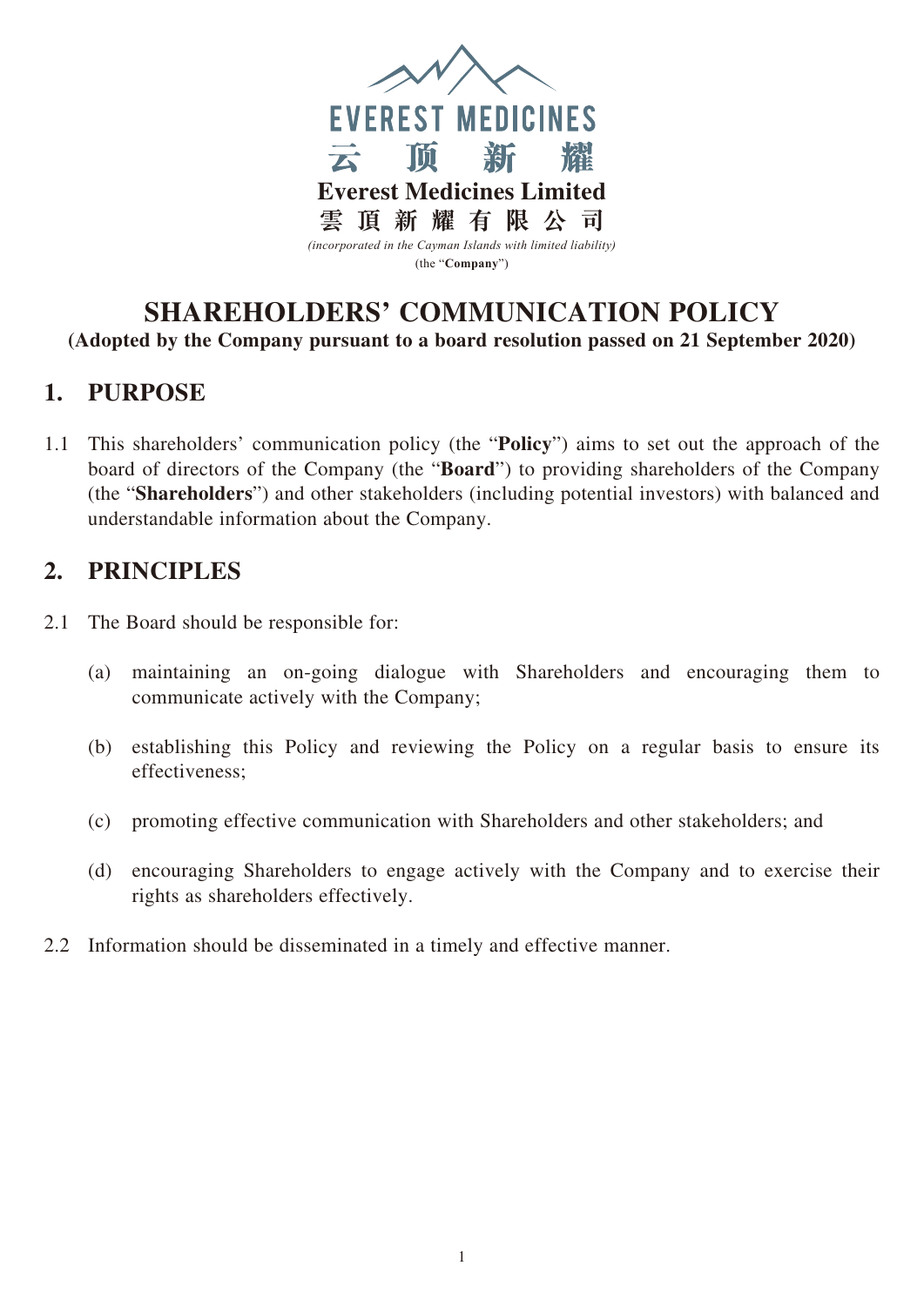EVEREST MEDICINES

云 顶 新 耀

**Everest Medicines Limited**

**雲頂新耀有限公司**

*(incorporated in the Cayman Islands with limited liability)*

(the "**Company**")

# SHAREHOLDERS' COMMUNICATION POLICY

**(Adopted by the Company pursuant to a board resolution passed on 21 September 2020)**

## 1. PURPOSE

1.1 This shareholders' communication policy (the "**Policy**") aims to set out the approach of the board of directors of the Company (the "**Board**") to providing shareholders of the Company (the "**Shareholders**") and other stakeholders (including potential investors) with balanced and understandable information about the Company.

## 2. PRINCIPLES

2.1 The Board should be responsible for:

(a) maintaining an on-going dialogue with Shareholders and encouraging them to communicate actively with the Company;

(b) establishing this Policy and reviewing the Policy on a regular basis to ensure its effectiveness;

(c) promoting effective communication with Shareholders and other stakeholders; and

(d) encouraging Shareholders to engage actively with the Company and to exercise their rights as shareholders effectively.

2.2 Information should be disseminated in a timely and effective manner.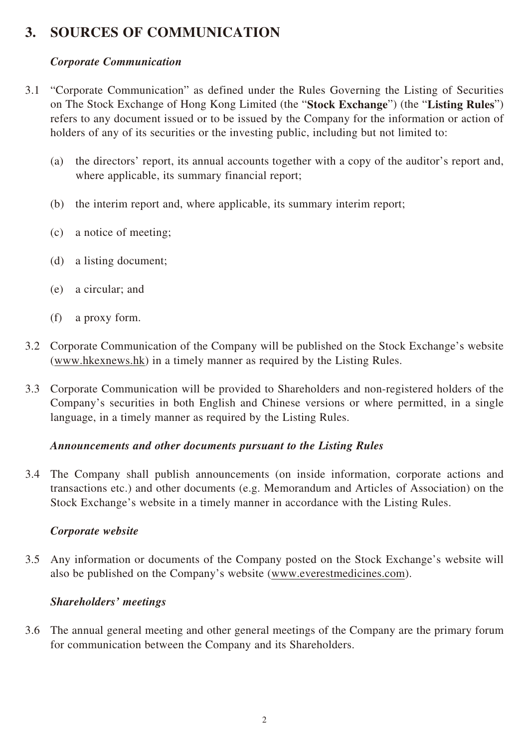## 3. SOURCES OF COMMUNICATION

### *Corporate Communication*

3.1 "Corporate Communication" as defined under the Rules Governing the Listing of Securities on The Stock Exchange of Hong Kong Limited (the "**Stock Exchange**") (the "**Listing Rules**") refers to any document issued or to be issued by the Company for the information or action of holders of any of its securities or the investing public, including but not limited to:

(a) the directors' report, its annual accounts together with a copy of the auditor's report and, where applicable, its summary financial report;

(b) the interim report and, where applicable, its summary interim report;

(c) a notice of meeting;

(d) a listing document;

(e) a circular; and

(f) a proxy form.

3.2 Corporate Communication of the Company will be published on the Stock Exchange's website (www.hkexnews.hk) in a timely manner as required by the Listing Rules.

3.3 Corporate Communication will be provided to Shareholders and non-registered holders of the Company's securities in both English and Chinese versions or where permitted, in a single language, in a timely manner as required by the Listing Rules.

### *Announcements and other documents pursuant to the Listing Rules*

3.4 The Company shall publish announcements (on inside information, corporate actions and transactions etc.) and other documents (e.g. Memorandum and Articles of Association) on the Stock Exchange's website in a timely manner in accordance with the Listing Rules.

### *Corporate website*

3.5 Any information or documents of the Company posted on the Stock Exchange's website will also be published on the Company's website (www.everestmedicines.com).

### *Shareholders' meetings*

3.6 The annual general meeting and other general meetings of the Company are the primary forum for communication between the Company and its Shareholders.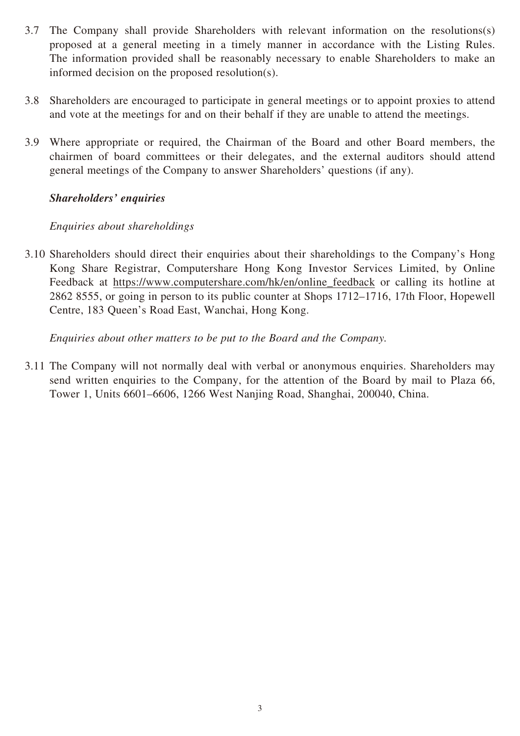3.7 The Company shall provide Shareholders with relevant information on the resolutions(s) proposed at a general meeting in a timely manner in accordance with the Listing Rules. The information provided shall be reasonably necessary to enable Shareholders to make an informed decision on the proposed resolution(s).

3.8 Shareholders are encouraged to participate in general meetings or to appoint proxies to attend and vote at the meetings for and on their behalf if they are unable to attend the meetings.

3.9 Where appropriate or required, the Chairman of the Board and other Board members, the chairmen of board committees or their delegates, and the external auditors should attend general meetings of the Company to answer Shareholders' questions (if any).

***Shareholders' enquiries***

*Enquiries about shareholdings*

3.10 Shareholders should direct their enquiries about their shareholdings to the Company's Hong Kong Share Registrar, Computershare Hong Kong Investor Services Limited, by Online Feedback at https://www.computershare.com/hk/en/online_feedback or calling its hotline at 2862 8555, or going in person to its public counter at Shops 1712–1716, 17th Floor, Hopewell Centre, 183 Queen's Road East, Wanchai, Hong Kong.

*Enquiries about other matters to be put to the Board and the Company.*

3.11 The Company will not normally deal with verbal or anonymous enquiries. Shareholders may send written enquiries to the Company, for the attention of the Board by mail to Plaza 66, Tower 1, Units 6601–6606, 1266 West Nanjing Road, Shanghai, 200040, China.